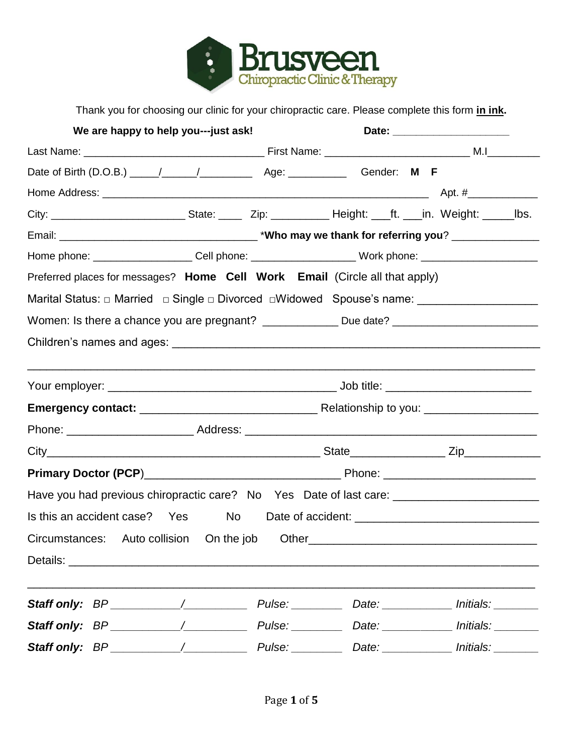# Brusveen
Chiropractic Clinic & Therapy

Thank you for choosing our clinic for your chiropractic care. Please complete this form **in ink.**

**We are happy to help you---just ask!** **Date:** ____________________

Last Name: ______________________________ First Name: ________________________ M.I_________

Date of Birth (D.O.B.) _____/______/_________ Age: __________ Gender: **M F**

Home Address: _____________________________________________________ Apt. #____________

City: ______________________ State: ____ Zip: _________ Height: ___ft. ___in. Weight: _____lbs.

Email: ________________________________ ***Who may we thank for referring you**? ______________

Home phone: ________________ Cell phone: _________________ Work phone: ____________________

Preferred places for messages? **Home Cell Work Email** (Circle all that apply)

Marital Status: □ Married □ Single □ Divorced □Widowed Spouse's name: __________________

Women: Is there a chance you are pregnant? ____________ Due date? _______________________

Children's names and ages: ____________________________________________________________

______________________________________________________________________________

Your employer: _____________________________________ Job title: _______________________

**Emergency contact:** ____________________________ Relationship to you: _________________

Phone: ____________________ Address: _______________________________________________

City____________________________________________ State______________ Zip____________

**Primary Doctor (PCP)**_______________________________ Phone: _______________________

Have you had previous chiropractic care? No Yes Date of last care: ______________________

Is this an accident case? Yes No Date of accident: ____________________________

Circumstances: Auto collision On the job Other____________________________________

Details: ________________________________________________________________________

______________________________________________________________________________

***Staff only:*** *BP* ___________/__________ *Pulse:* ________ *Date:* ___________ *Initials:* _______

***Staff only:*** *BP* ___________/__________ *Pulse:* ________ *Date:* ___________ *Initials:* _______

***Staff only:*** *BP* ___________/__________ *Pulse:* ________ *Date:* ___________ *Initials:* _______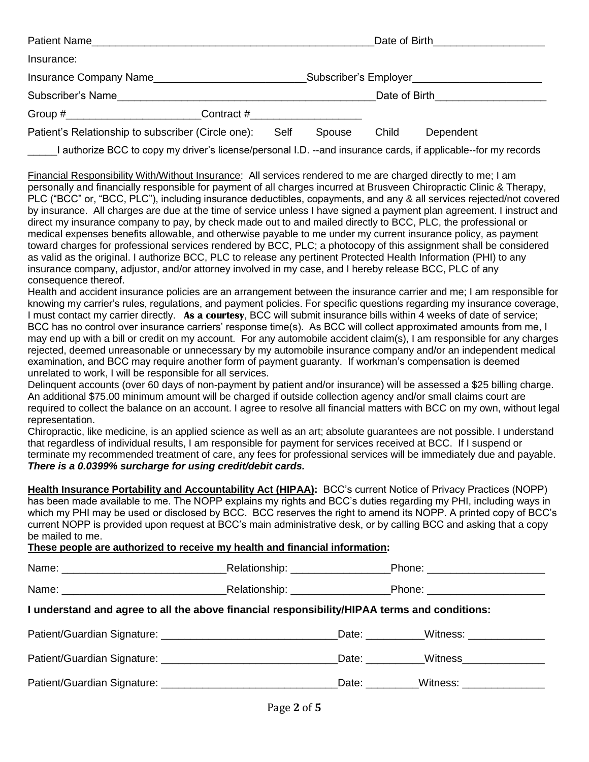Patient Name_______________________________________________ Date of Birth__________________

Insurance:

Insurance Company Name__________________________ Subscriber's Employer______________________

Subscriber's Name____________________________________________ Date of Birth__________________

Group #______________________ Contract #__________________

Patient's Relationship to subscriber (Circle one): Self Spouse Child Dependent

_____I authorize BCC to copy my driver's license/personal I.D. --and insurance cards, if applicable--for my records

Financial Responsibility With/Without Insurance: All services rendered to me are charged directly to me; I am personally and financially responsible for payment of all charges incurred at Brusveen Chiropractic Clinic & Therapy, PLC ("BCC" or, "BCC, PLC"), including insurance deductibles, copayments, and any & all services rejected/not covered by insurance. All charges are due at the time of service unless I have signed a payment plan agreement. I instruct and direct my insurance company to pay, by check made out to and mailed directly to BCC, PLC, the professional or medical expenses benefits allowable, and otherwise payable to me under my current insurance policy, as payment toward charges for professional services rendered by BCC, PLC; a photocopy of this assignment shall be considered as valid as the original. I authorize BCC, PLC to release any pertinent Protected Health Information (PHI) to any insurance company, adjustor, and/or attorney involved in my case, and I hereby release BCC, PLC of any consequence thereof.

Health and accident insurance policies are an arrangement between the insurance carrier and me; I am responsible for knowing my carrier's rules, regulations, and payment policies. For specific questions regarding my insurance coverage, I must contact my carrier directly. **As a courtesy**, BCC will submit insurance bills within 4 weeks of date of service; BCC has no control over insurance carriers' response time(s). As BCC will collect approximated amounts from me, I may end up with a bill or credit on my account. For any automobile accident claim(s), I am responsible for any charges rejected, deemed unreasonable or unnecessary by my automobile insurance company and/or an independent medical examination, and BCC may require another form of payment guaranty. If workman's compensation is deemed unrelated to work, I will be responsible for all services.

Delinquent accounts (over 60 days of non-payment by patient and/or insurance) will be assessed a $25 billing charge. An additional $75.00 minimum amount will be charged if outside collection agency and/or small claims court are required to collect the balance on an account. I agree to resolve all financial matters with BCC on my own, without legal representation.

Chiropractic, like medicine, is an applied science as well as an art; absolute guarantees are not possible. I understand that regardless of individual results, I am responsible for payment for services received at BCC. If I suspend or terminate my recommended treatment of care, any fees for professional services will be immediately due and payable. ***There is a 0.0399% surcharge for using credit/debit cards.***

**Health Insurance Portability and Accountability Act (HIPAA):** BCC's current Notice of Privacy Practices (NOPP) has been made available to me. The NOPP explains my rights and BCC's duties regarding my PHI, including ways in which my PHI may be used or disclosed by BCC. BCC reserves the right to amend its NOPP. A printed copy of BCC's current NOPP is provided upon request at BCC's main administrative desk, or by calling BCC and asking that a copy be mailed to me.

**These people are authorized to receive my health and financial information:**

Name: ___________________________ Relationship: ________________ Phone: ____________________

Name: ___________________________ Relationship: ________________ Phone: ____________________

**I understand and agree to all the above financial responsibility/HIPAA terms and conditions:**

Patient/Guardian Signature: _____________________________ Date: __________ Witness: _____________

Patient/Guardian Signature: _____________________________ Date: __________ Witness______________

Patient/Guardian Signature: _____________________________ Date: _________ Witness: ______________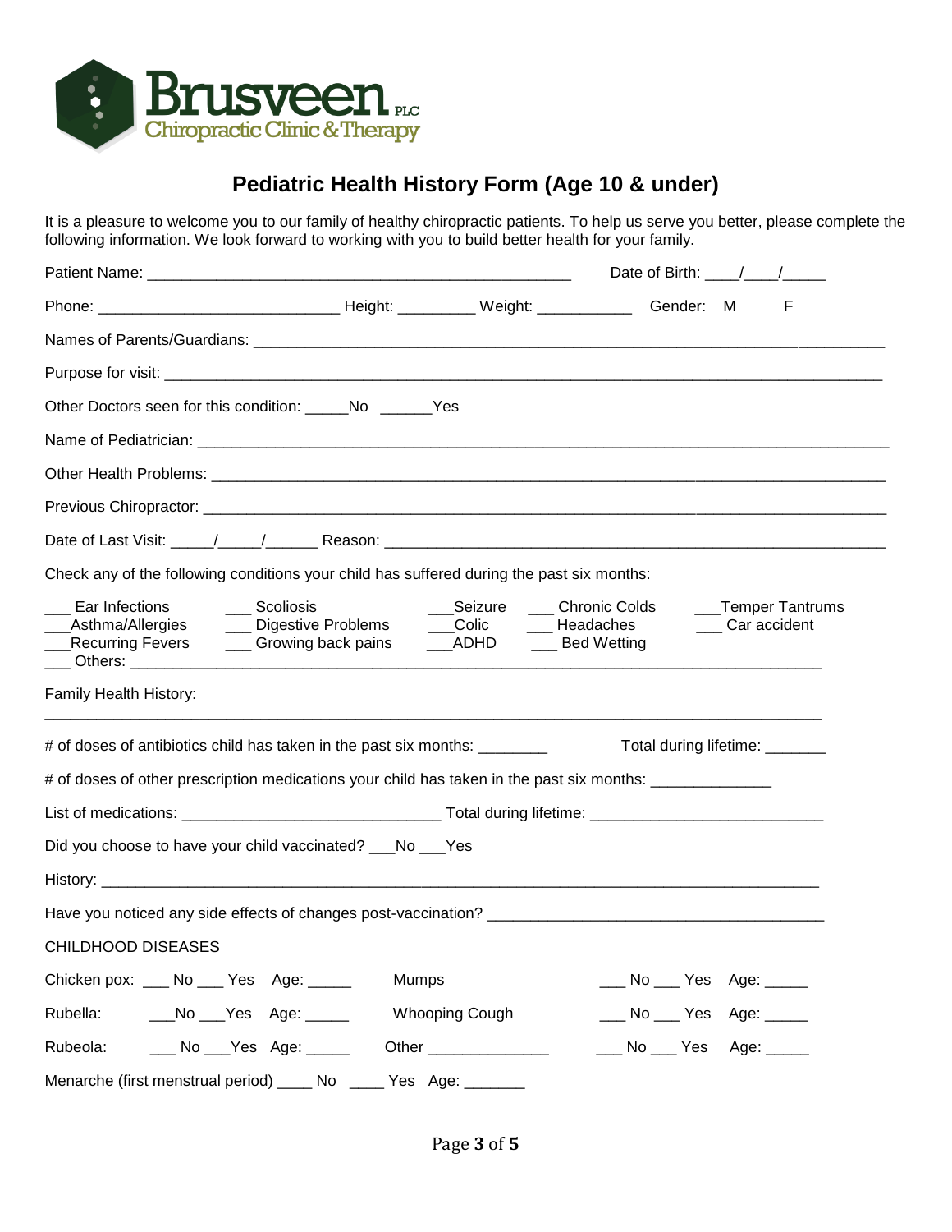Brusveen PLC
Chiropractic Clinic & Therapy

# Pediatric Health History Form (Age 10 & under)

It is a pleasure to welcome you to our family of healthy chiropractic patients. To help us serve you better, please complete the following information. We look forward to working with you to build better health for your family.

Patient Name: ___________________________________________________ Date of Birth: ____/____/_____

Phone: ____________________________ Height: _________ Weight: ___________ Gender: M F

Names of Parents/Guardians: ______________________________________________________________________________

Purpose for visit: ______________________________________________________________________________________

Other Doctors seen for this condition: _____No ______Yes

Name of Pediatrician: ___________________________________________________________________________________

Other Health Problems: _________________________________________________________________________________

Previous Chiropractor: __________________________________________________________________________________

Date of Last Visit: _____/_____/______ Reason: ______________________________________________________________

Check any of the following conditions your child has suffered during the past six months:

___ Ear Infections
___Asthma/Allergies
___Recurring Fevers
___ Scoliosis
___ Digestive Problems
___ Growing back pains
___Seizure
___Colic
___ADHD
___ Chronic Colds
___ Headaches
___ Bed Wetting
___Temper Tantrums
___ Car accident
___ Others: _____________________________________________________________________________________

Family Health History:

_____________________________________________________________________________________________________

# of doses of antibiotics child has taken in the past six months: ________ Total during lifetime: _______

# of doses of other prescription medications your child has taken in the past six months: ______________

List of medications: ______________________________ Total during lifetime: ___________________________

Did you choose to have your child vaccinated? ___No ___Yes

History: _________________________________________________________________________________________

Have you noticed any side effects of changes post-vaccination? ______________________________________

CHILDHOOD DISEASES

Chicken pox: ___ No ___ Yes Age: _____

Mumps ___ No ___ Yes Age: _____

Rubella: ___No ___Yes Age: _____

Whooping Cough ___ No ___ Yes Age: _____

Rubeola: ___ No ___Yes Age: _____

Other _______________ ___ No ___ Yes Age: _____

Menarche (first menstrual period) ____ No ____ Yes Age: _______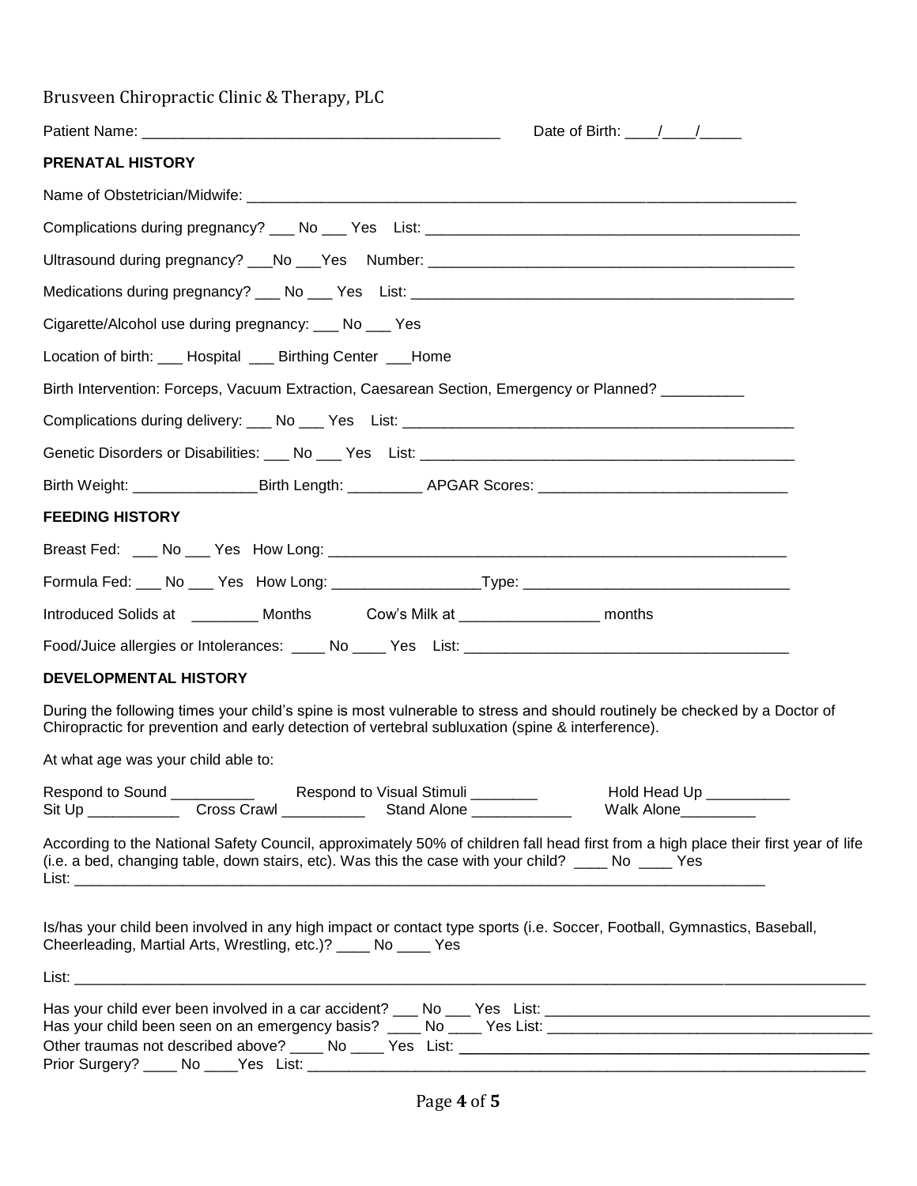Brusveen Chiropractic Clinic & Therapy, PLC

Patient Name: ___________________________________________ Date of Birth: ____/____/_____

**PRENATAL HISTORY**

Name of Obstetrician/Midwife: ______________________________________________________________________

Complications during pregnancy? ___ No ___ Yes List: _______________________________________________

Ultrasound during pregnancy? ___No ___Yes Number: _______________________________________________

Medications during pregnancy? ___ No ___ Yes List: _______________________________________________

Cigarette/Alcohol use during pregnancy: ___ No ___ Yes

Location of birth: ___ Hospital ___ Birthing Center ___Home

Birth Intervention: Forceps, Vacuum Extraction, Caesarean Section, Emergency or Planned? __________

Complications during delivery: ___ No ___ Yes List: _______________________________________________

Genetic Disorders or Disabilities: ___ No ___ Yes List: _______________________________________________

Birth Weight: _______________Birth Length: _________ APGAR Scores: ______________________________

**FEEDING HISTORY**

Breast Fed: ___ No ___ Yes How Long: ______________________________________________________

Formula Fed: ___ No ___ Yes How Long: __________________Type: _______________________________

Introduced Solids at ________ Months Cow's Milk at _________________ months

Food/Juice allergies or Intolerances: ____ No ____ Yes List: _______________________________________

**DEVELOPMENTAL HISTORY**

During the following times your child's spine is most vulnerable to stress and should routinely be checked by a Doctor of Chiropractic for prevention and early detection of vertebral subluxation (spine & interference).

At what age was your child able to:

Respond to Sound __________ Respond to Visual Stimuli ________ Hold Head Up __________
Sit Up ___________ Cross Crawl __________ Stand Alone ____________ Walk Alone_________

According to the National Safety Council, approximately 50% of children fall head first from a high place their first year of life (i.e. a bed, changing table, down stairs, etc). Was this the case with your child? ____ No ____ Yes
List: ________________________________________________________________________________________

Is/has your child been involved in any high impact or contact type sports (i.e. Soccer, Football, Gymnastics, Baseball, Cheerleading, Martial Arts, Wrestling, etc.)? ____ No ____ Yes

List: ______________________________________________________________________________________________

Has your child ever been involved in a car accident? ___ No ___ Yes List: _______________________________________
Has your child been seen on an emergency basis? ____ No ____ Yes List: _______________________________________
Other traumas not described above? ____ No ____ Yes List: _______________________________________________
Prior Surgery? ____ No ____Yes List: _____________________________________________________________________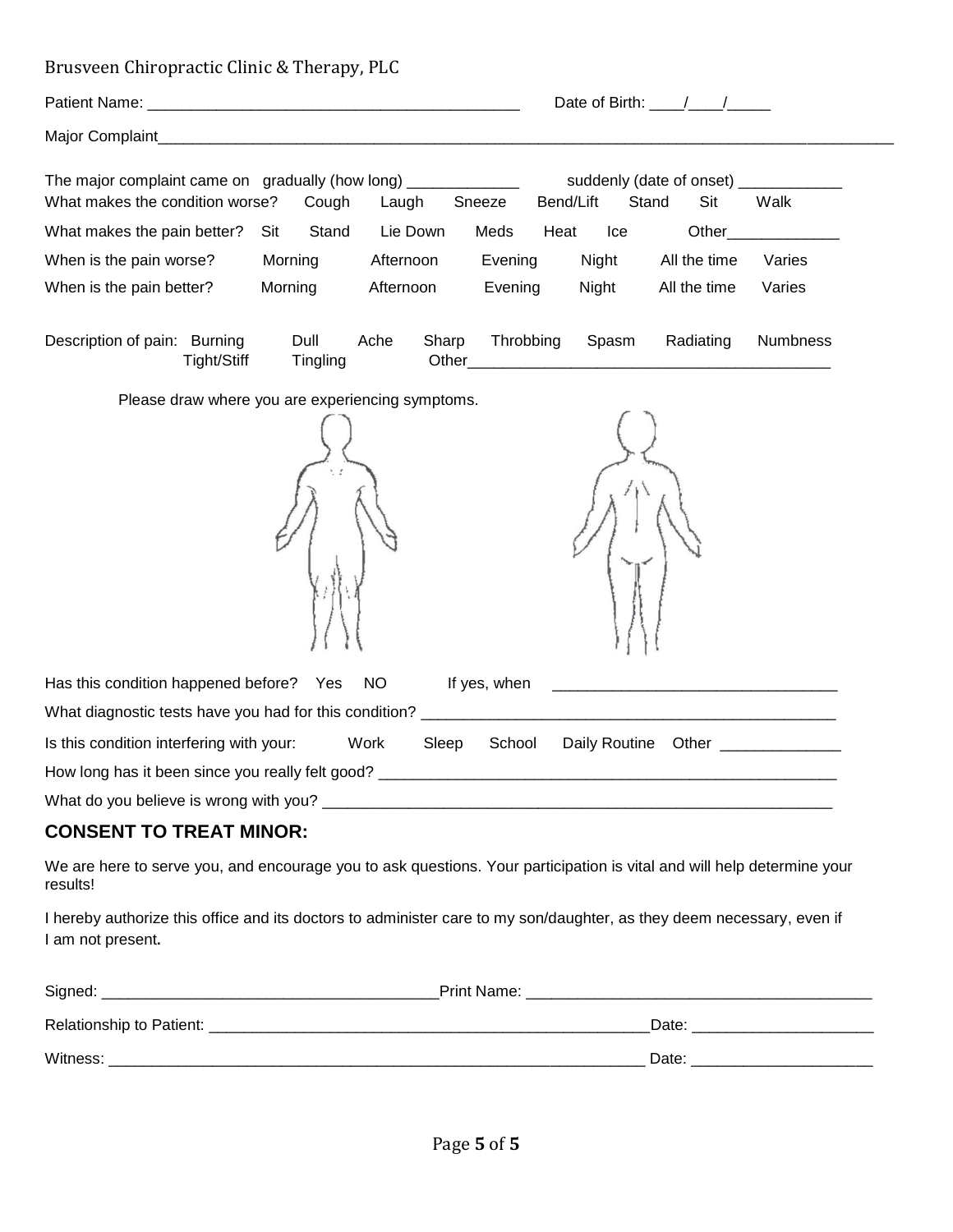Brusveen Chiropractic Clinic & Therapy, PLC

Patient Name: ___________________________________________ Date of Birth: ____/____/_____

Major Complaint_____________________________________________________________________________________

The major complaint came on gradually (how long) _____________ suddenly (date of onset) ____________

What makes the condition worse? Cough Laugh Sneeze Bend/Lift Stand Sit Walk

What makes the pain better? Sit Stand Lie Down Meds Heat Ice Other_____________

When is the pain worse? Morning Afternoon Evening Night All the time Varies

When is the pain better? Morning Afternoon Evening Night All the time Varies

Description of pain: Burning Dull Ache Sharp Throbbing Spasm Radiating Numbness Tight/Stiff Tingling Other__________________________________________

Please draw where you are experiencing symptoms.

Has this condition happened before? Yes NO If yes, when _________________________________

What diagnostic tests have you had for this condition? _________________________________________________

Is this condition interfering with your: Work Sleep School Daily Routine Other ______________

How long has it been since you really felt good? _______________________________________________________

What do you believe is wrong with you? ____________________________________________________________

## CONSENT TO TREAT MINOR:

We are here to serve you, and encourage you to ask questions. Your participation is vital and will help determine your results!

I hereby authorize this office and its doctors to administer care to my son/daughter, as they deem necessary, even if I am not present.

Signed: _______________________________________Print Name: _________________________________________

Relationship to Patient: ____________________________________________________Date: _____________________

Witness: ______________________________________________________________ Date: _____________________